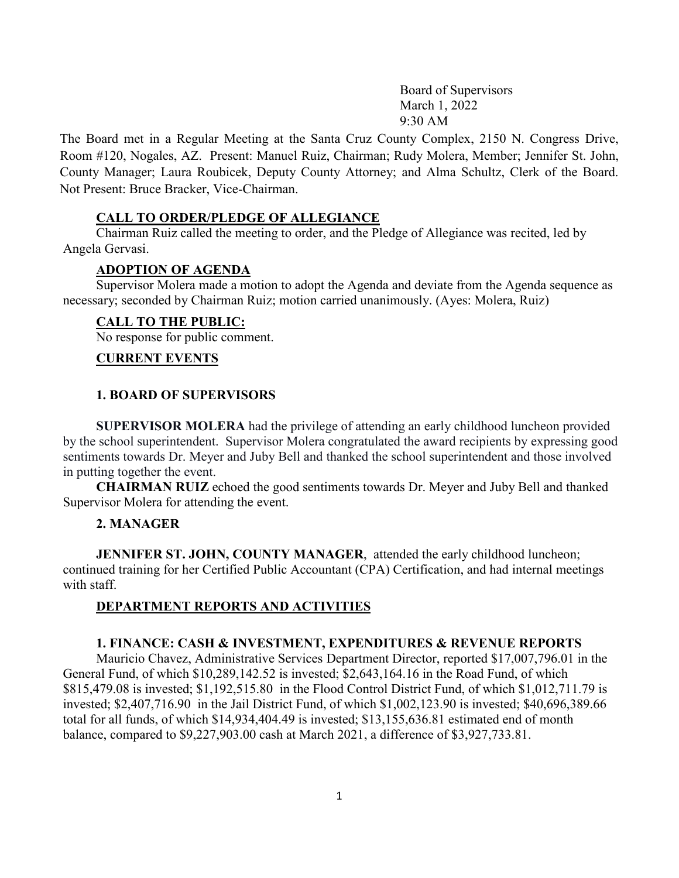Board of Supervisors
March 1, 2022
9:30 AM

The Board met in a Regular Meeting at the Santa Cruz County Complex, 2150 N. Congress Drive, Room #120, Nogales, AZ. Present: Manuel Ruiz, Chairman; Rudy Molera, Member; Jennifer St. John, County Manager; Laura Roubicek, Deputy County Attorney; and Alma Schultz, Clerk of the Board. Not Present: Bruce Bracker, Vice-Chairman.

## CALL TO ORDER/PLEDGE OF ALLEGIANCE

Chairman Ruiz called the meeting to order, and the Pledge of Allegiance was recited, led by Angela Gervasi.

## ADOPTION OF AGENDA

Supervisor Molera made a motion to adopt the Agenda and deviate from the Agenda sequence as necessary; seconded by Chairman Ruiz; motion carried unanimously. (Ayes: Molera, Ruiz)

## CALL TO THE PUBLIC:

No response for public comment.

## CURRENT EVENTS

### 1. BOARD OF SUPERVISORS

**SUPERVISOR MOLERA** had the privilege of attending an early childhood luncheon provided by the school superintendent. Supervisor Molera congratulated the award recipients by expressing good sentiments towards Dr. Meyer and Juby Bell and thanked the school superintendent and those involved in putting together the event.

**CHAIRMAN RUIZ** echoed the good sentiments towards Dr. Meyer and Juby Bell and thanked Supervisor Molera for attending the event.

### 2. MANAGER

**JENNIFER ST. JOHN, COUNTY MANAGER**, attended the early childhood luncheon; continued training for her Certified Public Accountant (CPA) Certification, and had internal meetings with staff.

## DEPARTMENT REPORTS AND ACTIVITIES

### 1. FINANCE: CASH & INVESTMENT, EXPENDITURES & REVENUE REPORTS

Mauricio Chavez, Administrative Services Department Director, reported $17,007,796.01 in the General Fund, of which $10,289,142.52 is invested; $2,643,164.16 in the Road Fund, of which $815,479.08 is invested; $1,192,515.80 in the Flood Control District Fund, of which $1,012,711.79 is invested; $2,407,716.90 in the Jail District Fund, of which $1,002,123.90 is invested; $40,696,389.66 total for all funds, of which $14,934,404.49 is invested; $13,155,636.81 estimated end of month balance, compared to $9,227,903.00 cash at March 2021, a difference of $3,927,733.81.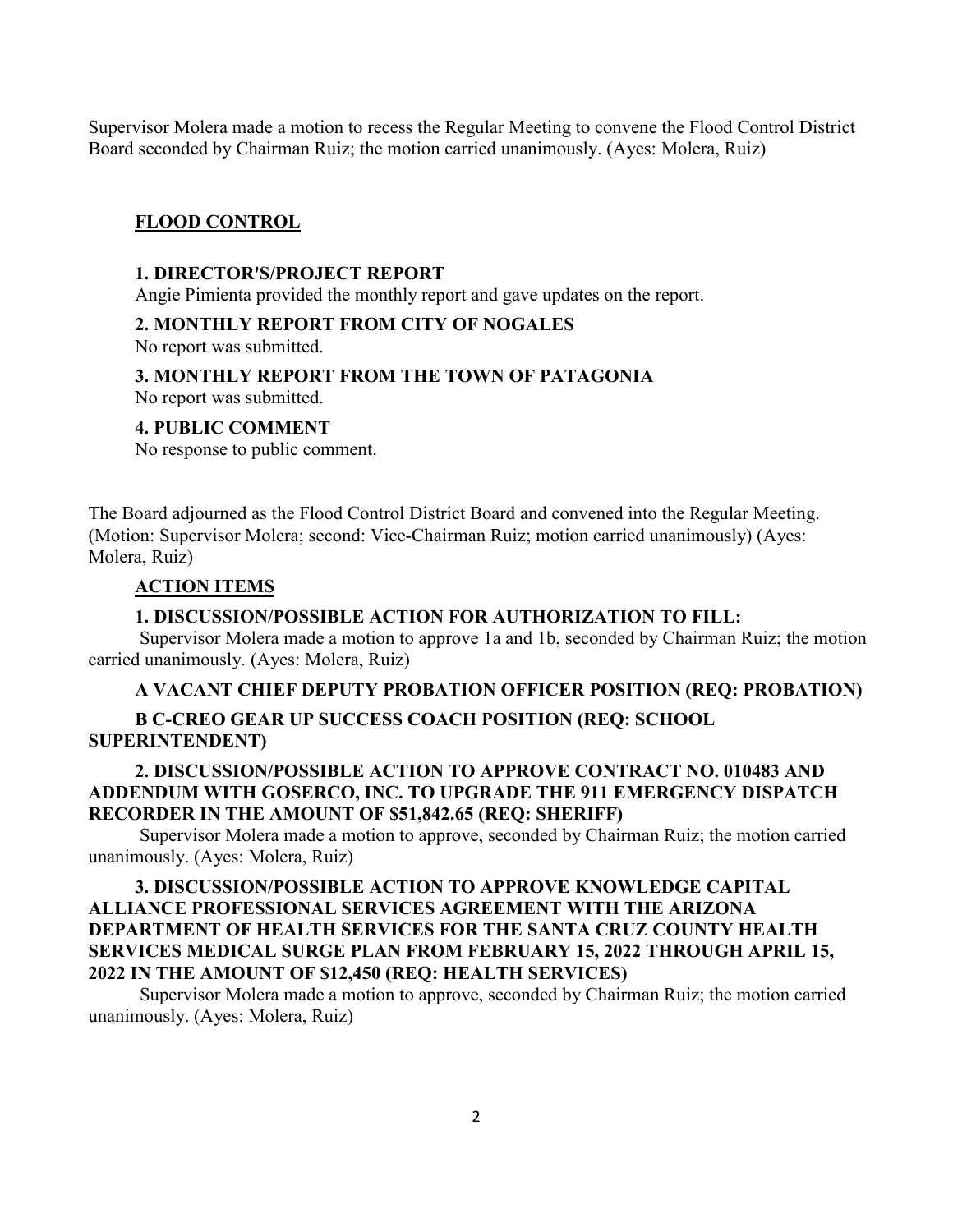Supervisor Molera made a motion to recess the Regular Meeting to convene the Flood Control District Board seconded by Chairman Ruiz; the motion carried unanimously. (Ayes: Molera, Ruiz)

## FLOOD CONTROL

### 1. DIRECTOR'S/PROJECT REPORT

Angie Pimienta provided the monthly report and gave updates on the report.

### 2. MONTHLY REPORT FROM CITY OF NOGALES

No report was submitted.

### 3. MONTHLY REPORT FROM THE TOWN OF PATAGONIA

No report was submitted.

### 4. PUBLIC COMMENT

No response to public comment.

The Board adjourned as the Flood Control District Board and convened into the Regular Meeting. (Motion: Supervisor Molera; second: Vice-Chairman Ruiz; motion carried unanimously) (Ayes: Molera, Ruiz)

## ACTION ITEMS

### 1. DISCUSSION/POSSIBLE ACTION FOR AUTHORIZATION TO FILL:

Supervisor Molera made a motion to approve 1a and 1b, seconded by Chairman Ruiz; the motion carried unanimously. (Ayes: Molera, Ruiz)

**A VACANT CHIEF DEPUTY PROBATION OFFICER POSITION (REQ: PROBATION)**

**B C-CREO GEAR UP SUCCESS COACH POSITION (REQ: SCHOOL SUPERINTENDENT)**

### 2. DISCUSSION/POSSIBLE ACTION TO APPROVE CONTRACT NO. 010483 AND ADDENDUM WITH GOSERCO, INC. TO UPGRADE THE 911 EMERGENCY DISPATCH RECORDER IN THE AMOUNT OF $51,842.65 (REQ: SHERIFF)

Supervisor Molera made a motion to approve, seconded by Chairman Ruiz; the motion carried unanimously. (Ayes: Molera, Ruiz)

### 3. DISCUSSION/POSSIBLE ACTION TO APPROVE KNOWLEDGE CAPITAL ALLIANCE PROFESSIONAL SERVICES AGREEMENT WITH THE ARIZONA DEPARTMENT OF HEALTH SERVICES FOR THE SANTA CRUZ COUNTY HEALTH SERVICES MEDICAL SURGE PLAN FROM FEBRUARY 15, 2022 THROUGH APRIL 15, 2022 IN THE AMOUNT OF $12,450 (REQ: HEALTH SERVICES)

Supervisor Molera made a motion to approve, seconded by Chairman Ruiz; the motion carried unanimously. (Ayes: Molera, Ruiz)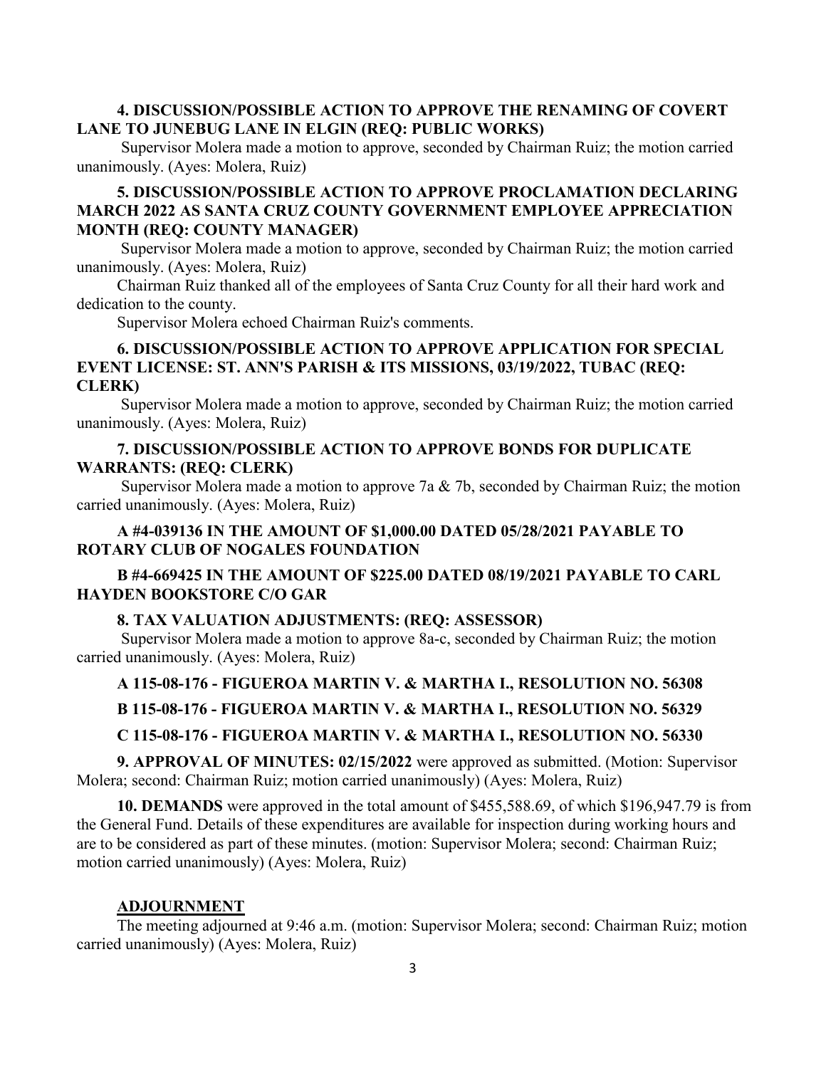**4. DISCUSSION/POSSIBLE ACTION TO APPROVE THE RENAMING OF COVERT LANE TO JUNEBUG LANE IN ELGIN (REQ: PUBLIC WORKS)**

Supervisor Molera made a motion to approve, seconded by Chairman Ruiz; the motion carried unanimously. (Ayes: Molera, Ruiz)

**5. DISCUSSION/POSSIBLE ACTION TO APPROVE PROCLAMATION DECLARING MARCH 2022 AS SANTA CRUZ COUNTY GOVERNMENT EMPLOYEE APPRECIATION MONTH (REQ: COUNTY MANAGER)**

Supervisor Molera made a motion to approve, seconded by Chairman Ruiz; the motion carried unanimously. (Ayes: Molera, Ruiz)

Chairman Ruiz thanked all of the employees of Santa Cruz County for all their hard work and dedication to the county.

Supervisor Molera echoed Chairman Ruiz's comments.

**6. DISCUSSION/POSSIBLE ACTION TO APPROVE APPLICATION FOR SPECIAL EVENT LICENSE: ST. ANN'S PARISH & ITS MISSIONS, 03/19/2022, TUBAC (REQ: CLERK)**

Supervisor Molera made a motion to approve, seconded by Chairman Ruiz; the motion carried unanimously. (Ayes: Molera, Ruiz)

**7. DISCUSSION/POSSIBLE ACTION TO APPROVE BONDS FOR DUPLICATE WARRANTS: (REQ: CLERK)**

Supervisor Molera made a motion to approve 7a & 7b, seconded by Chairman Ruiz; the motion carried unanimously. (Ayes: Molera, Ruiz)

**A #4-039136 IN THE AMOUNT OF $1,000.00 DATED 05/28/2021 PAYABLE TO ROTARY CLUB OF NOGALES FOUNDATION**

**B #4-669425 IN THE AMOUNT OF $225.00 DATED 08/19/2021 PAYABLE TO CARL HAYDEN BOOKSTORE C/O GAR**

**8. TAX VALUATION ADJUSTMENTS: (REQ: ASSESSOR)**

Supervisor Molera made a motion to approve 8a-c, seconded by Chairman Ruiz; the motion carried unanimously. (Ayes: Molera, Ruiz)

**A 115-08-176 - FIGUEROA MARTIN V. & MARTHA I., RESOLUTION NO. 56308**

**B 115-08-176 - FIGUEROA MARTIN V. & MARTHA I., RESOLUTION NO. 56329**

**C 115-08-176 - FIGUEROA MARTIN V. & MARTHA I., RESOLUTION NO. 56330**

**9. APPROVAL OF MINUTES: 02/15/2022** were approved as submitted. (Motion: Supervisor Molera; second: Chairman Ruiz; motion carried unanimously) (Ayes: Molera, Ruiz)

**10. DEMANDS** were approved in the total amount of $455,588.69, of which $196,947.79 is from the General Fund. Details of these expenditures are available for inspection during working hours and are to be considered as part of these minutes. (motion: Supervisor Molera; second: Chairman Ruiz; motion carried unanimously) (Ayes: Molera, Ruiz)

**ADJOURNMENT**

The meeting adjourned at 9:46 a.m. (motion: Supervisor Molera; second: Chairman Ruiz; motion carried unanimously) (Ayes: Molera, Ruiz)